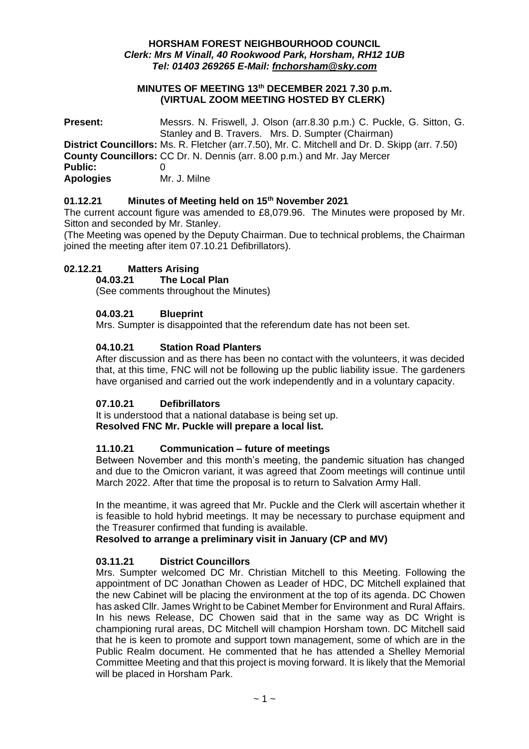**HORSHAM FOREST NEIGHBOURHOOD COUNCIL**
***Clerk: Mrs M Vinall, 40 Rookwood Park, Horsham, RH12 1UB***
***Tel: 01403 269265 E-Mail: fnchorsham@sky.com***

**MINUTES OF MEETING 13th DECEMBER 2021 7.30 p.m.**
**(VIRTUAL ZOOM MEETING HOSTED BY CLERK)**

**Present:** Messrs. N. Friswell, J. Olson (arr.8.30 p.m.) C. Puckle, G. Sitton, G. Stanley and B. Travers. Mrs. D. Sumpter (Chairman)
**District Councillors:** Ms. R. Fletcher (arr.7.50), Mr. C. Mitchell and Dr. D. Skipp (arr. 7.50)
**County Councillors:** CC Dr. N. Dennis (arr. 8.00 p.m.) and Mr. Jay Mercer
**Public:** 0
**Apologies** Mr. J. Milne

## 01.12.21 Minutes of Meeting held on 15th November 2021

The current account figure was amended to £8,079.96. The Minutes were proposed by Mr. Sitton and seconded by Mr. Stanley.

(The Meeting was opened by the Deputy Chairman. Due to technical problems, the Chairman joined the meeting after item 07.10.21 Defibrillators).

## 02.12.21 Matters Arising

### 04.03.21 The Local Plan

(See comments throughout the Minutes)

### 04.03.21 Blueprint

Mrs. Sumpter is disappointed that the referendum date has not been set.

### 04.10.21 Station Road Planters

After discussion and as there has been no contact with the volunteers, it was decided that, at this time, FNC will not be following up the public liability issue. The gardeners have organised and carried out the work independently and in a voluntary capacity.

### 07.10.21 Defibrillators

It is understood that a national database is being set up.
**Resolved FNC Mr. Puckle will prepare a local list.**

### 11.10.21 Communication – future of meetings

Between November and this month's meeting, the pandemic situation has changed and due to the Omicron variant, it was agreed that Zoom meetings will continue until March 2022. After that time the proposal is to return to Salvation Army Hall.

In the meantime, it was agreed that Mr. Puckle and the Clerk will ascertain whether it is feasible to hold hybrid meetings. It may be necessary to purchase equipment and the Treasurer confirmed that funding is available.

**Resolved to arrange a preliminary visit in January (CP and MV)**

### 03.11.21 District Councillors

Mrs. Sumpter welcomed DC Mr. Christian Mitchell to this Meeting. Following the appointment of DC Jonathan Chowen as Leader of HDC, DC Mitchell explained that the new Cabinet will be placing the environment at the top of its agenda. DC Chowen has asked Cllr. James Wright to be Cabinet Member for Environment and Rural Affairs. In his news Release, DC Chowen said that in the same way as DC Wright is championing rural areas, DC Mitchell will champion Horsham town. DC Mitchell said that he is keen to promote and support town management, some of which are in the Public Realm document. He commented that he has attended a Shelley Memorial Committee Meeting and that this project is moving forward. It is likely that the Memorial will be placed in Horsham Park.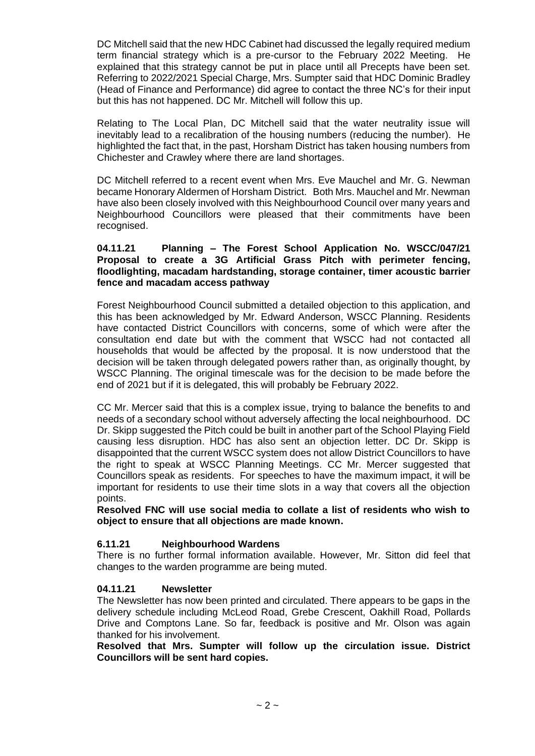DC Mitchell said that the new HDC Cabinet had discussed the legally required medium term financial strategy which is a pre-cursor to the February 2022 Meeting. He explained that this strategy cannot be put in place until all Precepts have been set. Referring to 2022/2021 Special Charge, Mrs. Sumpter said that HDC Dominic Bradley (Head of Finance and Performance) did agree to contact the three NC's for their input but this has not happened. DC Mr. Mitchell will follow this up.

Relating to The Local Plan, DC Mitchell said that the water neutrality issue will inevitably lead to a recalibration of the housing numbers (reducing the number). He highlighted the fact that, in the past, Horsham District has taken housing numbers from Chichester and Crawley where there are land shortages.

DC Mitchell referred to a recent event when Mrs. Eve Mauchel and Mr. G. Newman became Honorary Aldermen of Horsham District. Both Mrs. Mauchel and Mr. Newman have also been closely involved with this Neighbourhood Council over many years and Neighbourhood Councillors were pleased that their commitments have been recognised.

**04.11.21 Planning – The Forest School Application No. WSCC/047/21 Proposal to create a 3G Artificial Grass Pitch with perimeter fencing, floodlighting, macadam hardstanding, storage container, timer acoustic barrier fence and macadam access pathway**

Forest Neighbourhood Council submitted a detailed objection to this application, and this has been acknowledged by Mr. Edward Anderson, WSCC Planning. Residents have contacted District Councillors with concerns, some of which were after the consultation end date but with the comment that WSCC had not contacted all households that would be affected by the proposal. It is now understood that the decision will be taken through delegated powers rather than, as originally thought, by WSCC Planning. The original timescale was for the decision to be made before the end of 2021 but if it is delegated, this will probably be February 2022.

CC Mr. Mercer said that this is a complex issue, trying to balance the benefits to and needs of a secondary school without adversely affecting the local neighbourhood. DC Dr. Skipp suggested the Pitch could be built in another part of the School Playing Field causing less disruption. HDC has also sent an objection letter. DC Dr. Skipp is disappointed that the current WSCC system does not allow District Councillors to have the right to speak at WSCC Planning Meetings. CC Mr. Mercer suggested that Councillors speak as residents. For speeches to have the maximum impact, it will be important for residents to use their time slots in a way that covers all the objection points.

**Resolved FNC will use social media to collate a list of residents who wish to object to ensure that all objections are made known.**

**6.11.21 Neighbourhood Wardens**

There is no further formal information available. However, Mr. Sitton did feel that changes to the warden programme are being muted.

**04.11.21 Newsletter**

The Newsletter has now been printed and circulated. There appears to be gaps in the delivery schedule including McLeod Road, Grebe Crescent, Oakhill Road, Pollards Drive and Comptons Lane. So far, feedback is positive and Mr. Olson was again thanked for his involvement.

**Resolved that Mrs. Sumpter will follow up the circulation issue. District Councillors will be sent hard copies.**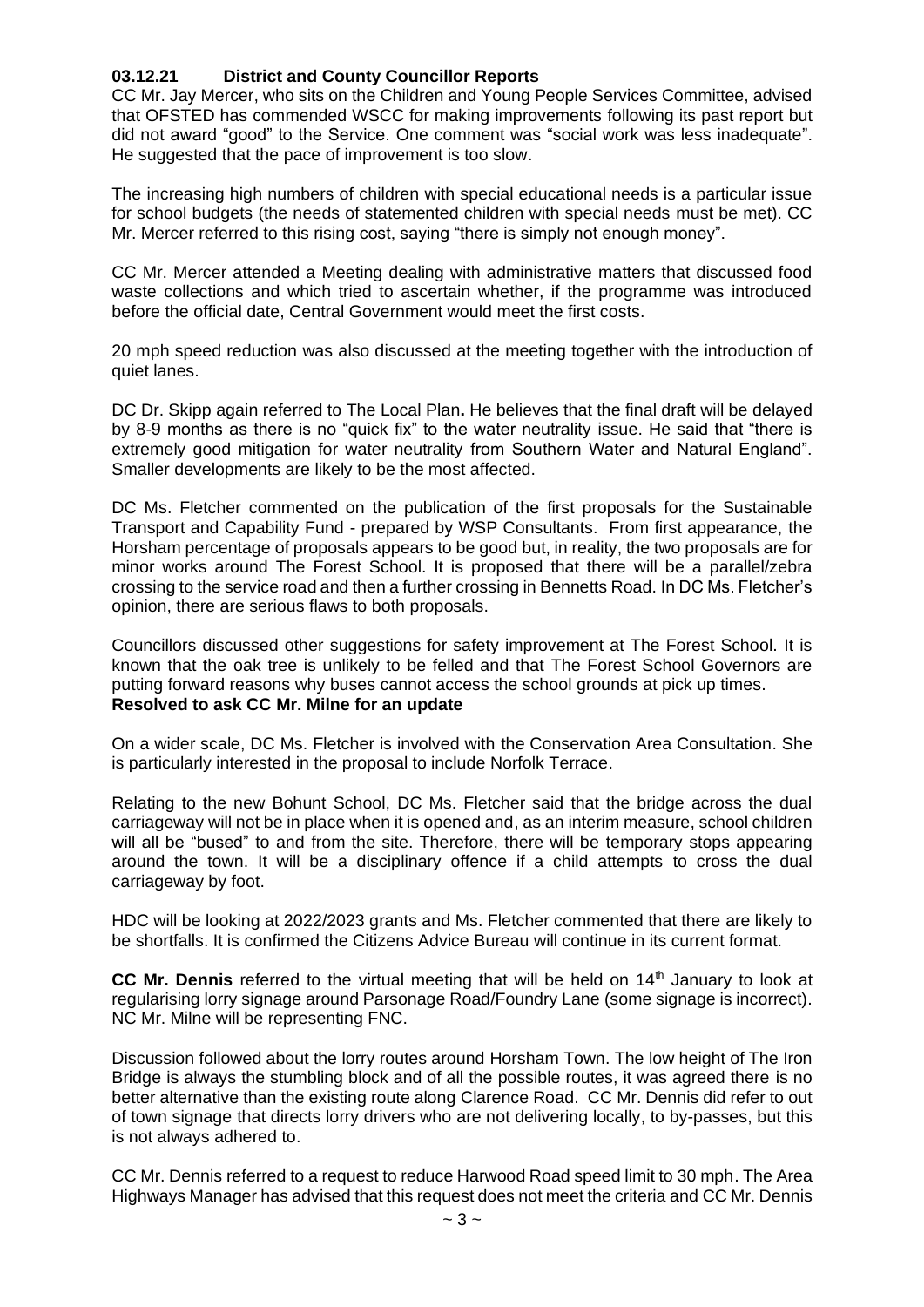### 03.12.21 District and County Councillor Reports

CC Mr. Jay Mercer, who sits on the Children and Young People Services Committee, advised that OFSTED has commended WSCC for making improvements following its past report but did not award "good" to the Service. One comment was "social work was less inadequate". He suggested that the pace of improvement is too slow.

The increasing high numbers of children with special educational needs is a particular issue for school budgets (the needs of statemented children with special needs must be met). CC Mr. Mercer referred to this rising cost, saying "there is simply not enough money".

CC Mr. Mercer attended a Meeting dealing with administrative matters that discussed food waste collections and which tried to ascertain whether, if the programme was introduced before the official date, Central Government would meet the first costs.

20 mph speed reduction was also discussed at the meeting together with the introduction of quiet lanes.

DC Dr. Skipp again referred to The Local Plan**.** He believes that the final draft will be delayed by 8-9 months as there is no "quick fix" to the water neutrality issue. He said that "there is extremely good mitigation for water neutrality from Southern Water and Natural England". Smaller developments are likely to be the most affected.

DC Ms. Fletcher commented on the publication of the first proposals for the Sustainable Transport and Capability Fund - prepared by WSP Consultants. From first appearance, the Horsham percentage of proposals appears to be good but, in reality, the two proposals are for minor works around The Forest School. It is proposed that there will be a parallel/zebra crossing to the service road and then a further crossing in Bennetts Road. In DC Ms. Fletcher's opinion, there are serious flaws to both proposals.

Councillors discussed other suggestions for safety improvement at The Forest School. It is known that the oak tree is unlikely to be felled and that The Forest School Governors are putting forward reasons why buses cannot access the school grounds at pick up times.
**Resolved to ask CC Mr. Milne for an update**

On a wider scale, DC Ms. Fletcher is involved with the Conservation Area Consultation. She is particularly interested in the proposal to include Norfolk Terrace.

Relating to the new Bohunt School, DC Ms. Fletcher said that the bridge across the dual carriageway will not be in place when it is opened and, as an interim measure, school children will all be "bused" to and from the site. Therefore, there will be temporary stops appearing around the town. It will be a disciplinary offence if a child attempts to cross the dual carriageway by foot.

HDC will be looking at 2022/2023 grants and Ms. Fletcher commented that there are likely to be shortfalls. It is confirmed the Citizens Advice Bureau will continue in its current format.

**CC Mr. Dennis** referred to the virtual meeting that will be held on 14th January to look at regularising lorry signage around Parsonage Road/Foundry Lane (some signage is incorrect). NC Mr. Milne will be representing FNC.

Discussion followed about the lorry routes around Horsham Town. The low height of The Iron Bridge is always the stumbling block and of all the possible routes, it was agreed there is no better alternative than the existing route along Clarence Road. CC Mr. Dennis did refer to out of town signage that directs lorry drivers who are not delivering locally, to by-passes, but this is not always adhered to.

CC Mr. Dennis referred to a request to reduce Harwood Road speed limit to 30 mph. The Area Highways Manager has advised that this request does not meet the criteria and CC Mr. Dennis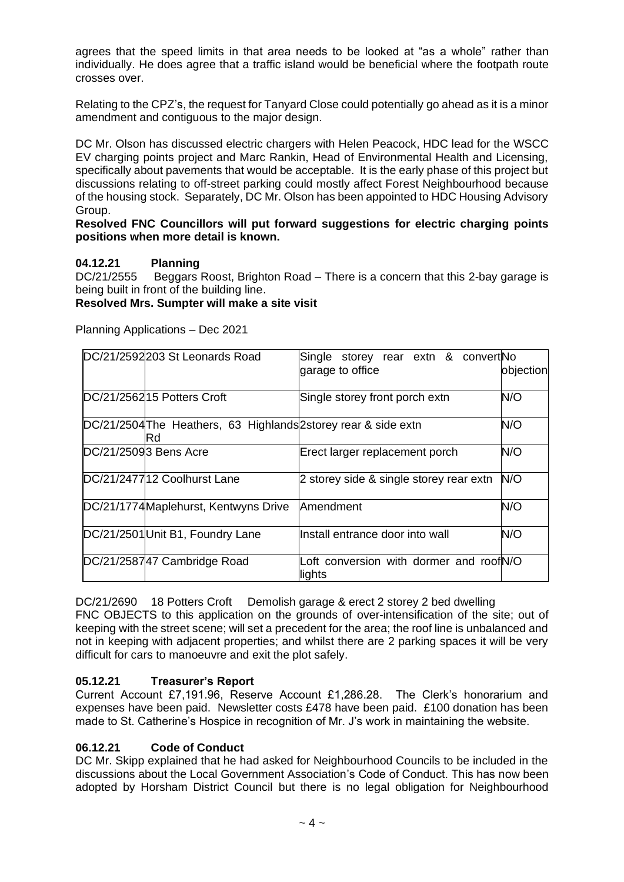agrees that the speed limits in that area needs to be looked at "as a whole" rather than individually. He does agree that a traffic island would be beneficial where the footpath route crosses over.

Relating to the CPZ's, the request for Tanyard Close could potentially go ahead as it is a minor amendment and contiguous to the major design.

DC Mr. Olson has discussed electric chargers with Helen Peacock, HDC lead for the WSCC EV charging points project and Marc Rankin, Head of Environmental Health and Licensing, specifically about pavements that would be acceptable. It is the early phase of this project but discussions relating to off-street parking could mostly affect Forest Neighbourhood because of the housing stock. Separately, DC Mr. Olson has been appointed to HDC Housing Advisory Group.

**Resolved FNC Councillors will put forward suggestions for electric charging points positions when more detail is known.**

### 04.12.21 Planning

DC/21/2555 Beggars Roost, Brighton Road – There is a concern that this 2-bay garage is being built in front of the building line.

**Resolved Mrs. Sumpter will make a site visit**

Planning Applications – Dec 2021

| | | | |
|---|---|---|---|
| DC/21/2592 | 203 St Leonards Road | Single storey rear extn & convert garage to office | No objection |
| DC/21/2562 | 15 Potters Croft | Single storey front porch extn | N/O |
| DC/21/2504 | The Heathers, 63 Highlands Rd | 2storey rear & side extn | N/O |
| DC/21/2509 | 3 Bens Acre | Erect larger replacement porch | N/O |
| DC/21/2477 | 12 Coolhurst Lane | 2 storey side & single storey rear extn | N/O |
| DC/21/1774 | Maplehurst, Kentwyns Drive | Amendment | N/O |
| DC/21/2501 | Unit B1, Foundry Lane | Install entrance door into wall | N/O |
| DC/21/2587 | 47 Cambridge Road | Loft conversion with dormer and roof lights | N/O |

DC/21/2690 18 Potters Croft Demolish garage & erect 2 storey 2 bed dwelling

FNC OBJECTS to this application on the grounds of over-intensification of the site; out of keeping with the street scene; will set a precedent for the area; the roof line is unbalanced and not in keeping with adjacent properties; and whilst there are 2 parking spaces it will be very difficult for cars to manoeuvre and exit the plot safely.

### 05.12.21 Treasurer's Report

Current Account £7,191.96, Reserve Account £1,286.28. The Clerk's honorarium and expenses have been paid. Newsletter costs £478 have been paid. £100 donation has been made to St. Catherine's Hospice in recognition of Mr. J's work in maintaining the website.

### 06.12.21 Code of Conduct

DC Mr. Skipp explained that he had asked for Neighbourhood Councils to be included in the discussions about the Local Government Association's Code of Conduct. This has now been adopted by Horsham District Council but there is no legal obligation for Neighbourhood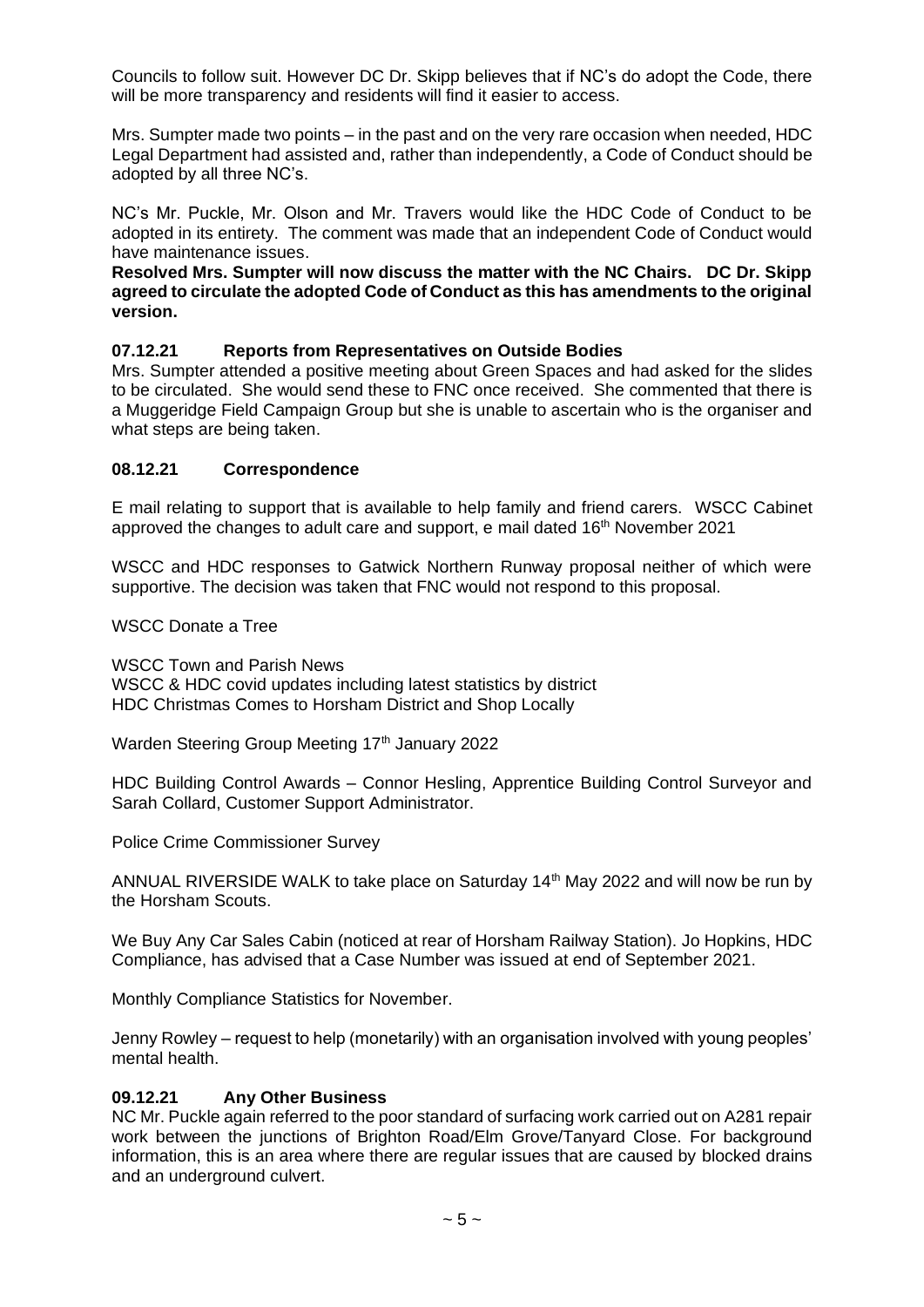Councils to follow suit. However DC Dr. Skipp believes that if NC's do adopt the Code, there will be more transparency and residents will find it easier to access.

Mrs. Sumpter made two points – in the past and on the very rare occasion when needed, HDC Legal Department had assisted and, rather than independently, a Code of Conduct should be adopted by all three NC's.

NC's Mr. Puckle, Mr. Olson and Mr. Travers would like the HDC Code of Conduct to be adopted in its entirety. The comment was made that an independent Code of Conduct would have maintenance issues.

**Resolved Mrs. Sumpter will now discuss the matter with the NC Chairs. DC Dr. Skipp agreed to circulate the adopted Code of Conduct as this has amendments to the original version.**

### 07.12.21 Reports from Representatives on Outside Bodies

Mrs. Sumpter attended a positive meeting about Green Spaces and had asked for the slides to be circulated. She would send these to FNC once received. She commented that there is a Muggeridge Field Campaign Group but she is unable to ascertain who is the organiser and what steps are being taken.

### 08.12.21 Correspondence

E mail relating to support that is available to help family and friend carers. WSCC Cabinet approved the changes to adult care and support, e mail dated 16th November 2021

WSCC and HDC responses to Gatwick Northern Runway proposal neither of which were supportive. The decision was taken that FNC would not respond to this proposal.

WSCC Donate a Tree

WSCC Town and Parish News
WSCC & HDC covid updates including latest statistics by district
HDC Christmas Comes to Horsham District and Shop Locally

Warden Steering Group Meeting 17th January 2022

HDC Building Control Awards – Connor Hesling, Apprentice Building Control Surveyor and Sarah Collard, Customer Support Administrator.

Police Crime Commissioner Survey

ANNUAL RIVERSIDE WALK to take place on Saturday 14th May 2022 and will now be run by the Horsham Scouts.

We Buy Any Car Sales Cabin (noticed at rear of Horsham Railway Station). Jo Hopkins, HDC Compliance, has advised that a Case Number was issued at end of September 2021.

Monthly Compliance Statistics for November.

Jenny Rowley – request to help (monetarily) with an organisation involved with young peoples' mental health.

### 09.12.21 Any Other Business

NC Mr. Puckle again referred to the poor standard of surfacing work carried out on A281 repair work between the junctions of Brighton Road/Elm Grove/Tanyard Close. For background information, this is an area where there are regular issues that are caused by blocked drains and an underground culvert.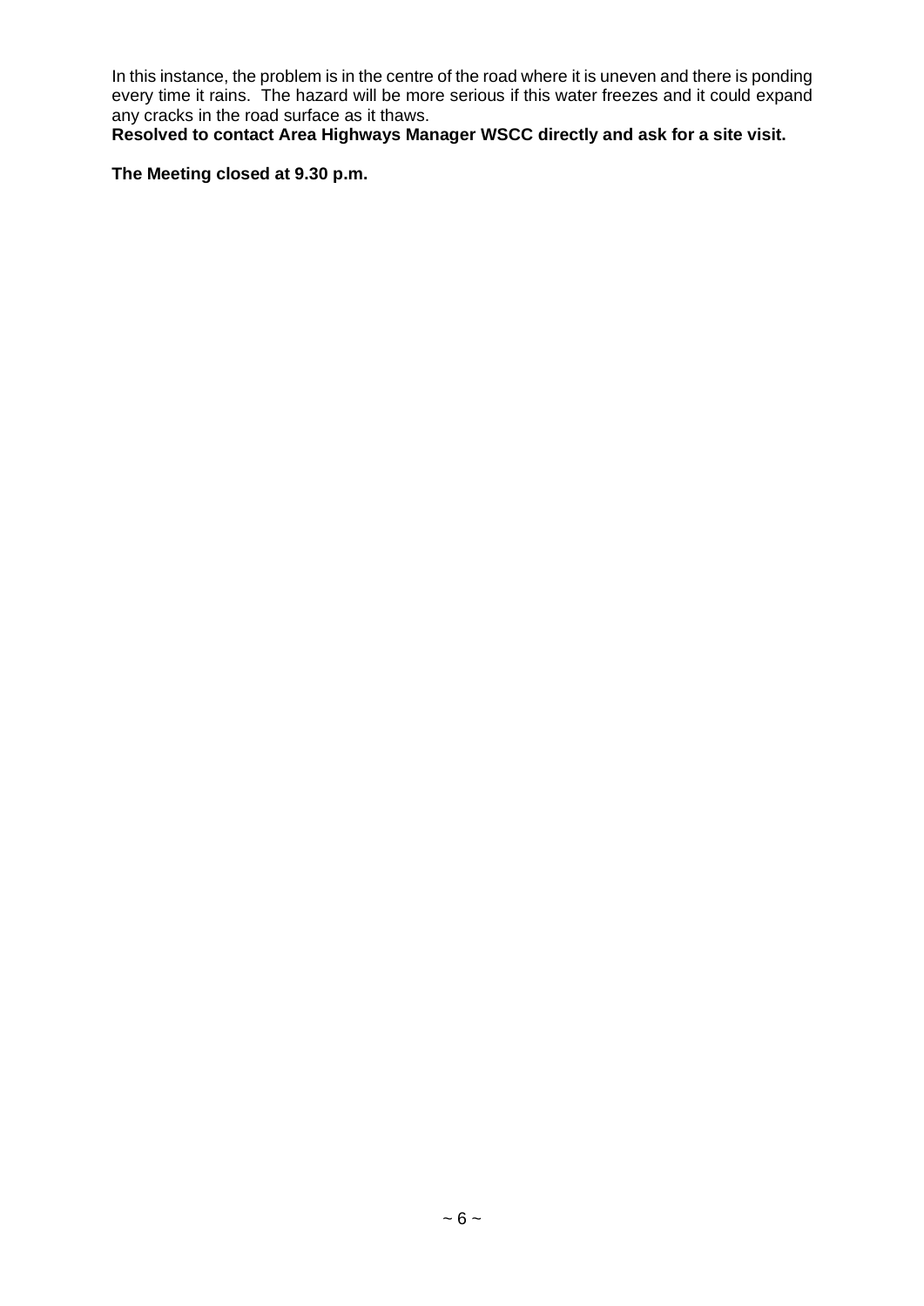In this instance, the problem is in the centre of the road where it is uneven and there is ponding every time it rains. The hazard will be more serious if this water freezes and it could expand any cracks in the road surface as it thaws.
**Resolved to contact Area Highways Manager WSCC directly and ask for a site visit.**

**The Meeting closed at 9.30 p.m.**